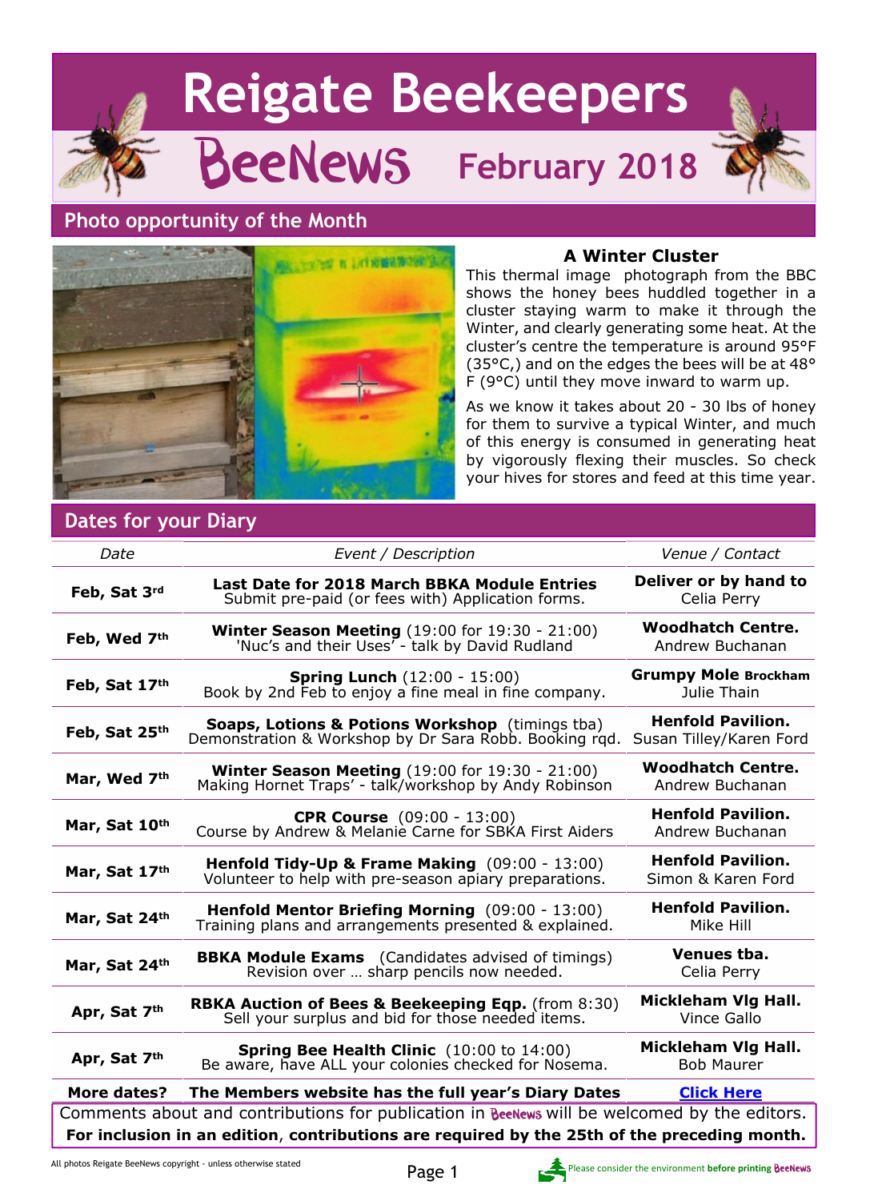# Reigate Beekeepers

## BeeNews February 2018

## Photo opportunity of the Month

### A Winter Cluster

This thermal image photograph from the BBC shows the honey bees huddled together in a cluster staying warm to make it through the Winter, and clearly generating some heat. At the cluster's centre the temperature is around 95°F (35°C,) and on the edges the bees will be at 48° F (9°C) until they move inward to warm up.

As we know it takes about 20 - 30 lbs of honey for them to survive a typical Winter, and much of this energy is consumed in generating heat by vigorously flexing their muscles. So check your hives for stores and feed at this time year.

## Dates for your Diary

| *Date* | *Event / Description* | *Venue / Contact* |
|---|---|---|
| **Feb, Sat 3rd** | **Last Date for 2018 March BBKA Module Entries** Submit pre-paid (or fees with) Application forms. | **Deliver or by hand to** Celia Perry |
| **Feb, Wed 7th** | **Winter Season Meeting** (19:00 for 19:30 - 21:00) 'Nuc's and their Uses' - talk by David Rudland | **Woodhatch Centre.** Andrew Buchanan |
| **Feb, Sat 17th** | **Spring Lunch** (12:00 - 15:00) Book by 2nd Feb to enjoy a fine meal in fine company. | **Grumpy Mole Brockham** Julie Thain |
| **Feb, Sat 25th** | **Soaps, Lotions & Potions Workshop** (timings tba) Demonstration & Workshop by Dr Sara Robb. Booking rqd. | **Henfold Pavilion.** Susan Tilley/Karen Ford |
| **Mar, Wed 7th** | **Winter Season Meeting** (19:00 for 19:30 - 21:00) Making Hornet Traps' - talk/workshop by Andy Robinson | **Woodhatch Centre.** Andrew Buchanan |
| **Mar, Sat 10th** | **CPR Course** (09:00 - 13:00) Course by Andrew & Melanie Carne for SBKA First Aiders | **Henfold Pavilion.** Andrew Buchanan |
| **Mar, Sat 17th** | **Henfold Tidy-Up & Frame Making** (09:00 - 13:00) Volunteer to help with pre-season apiary preparations. | **Henfold Pavilion.** Simon & Karen Ford |
| **Mar, Sat 24th** | **Henfold Mentor Briefing Morning** (09:00 - 13:00) Training plans and arrangements presented & explained. | **Henfold Pavilion.** Mike Hill |
| **Mar, Sat 24th** | **BBKA Module Exams** (Candidates advised of timings) Revision over … sharp pencils now needed. | **Venues tba.** Celia Perry |
| **Apr, Sat 7th** | **RBKA Auction of Bees & Beekeeping Eqp.** (from 8:30) Sell your surplus and bid for those needed items. | **Mickleham Vlg Hall.** Vince Gallo |
| **Apr, Sat 7th** | **Spring Bee Health Clinic** (10:00 to 14:00) Be aware, have ALL your colonies checked for Nosema. | **Mickleham Vlg Hall.** Bob Maurer |
| **More dates?** | **The Members website has the full year's Diary Dates** | **Click Here** |

Comments about and contributions for publication in BeeNews will be welcomed by the editors.

**For inclusion in an edition, contributions are required by the 25th of the preceding month.**

All photos Reigate BeeNews copyright - unless otherwise stated

Please consider the environment **before printing BeeNews**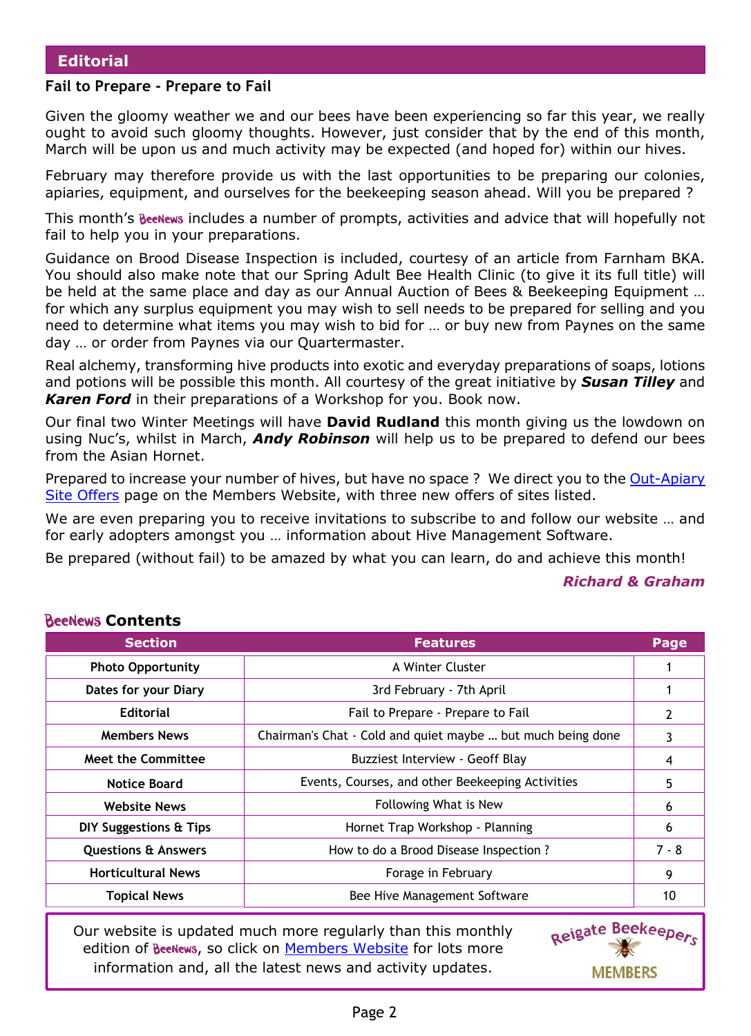## Editorial

### Fail to Prepare - Prepare to Fail

Given the gloomy weather we and our bees have been experiencing so far this year, we really ought to avoid such gloomy thoughts. However, just consider that by the end of this month, March will be upon us and much activity may be expected (and hoped for) within our hives.

February may therefore provide us with the last opportunities to be preparing our colonies, apiaries, equipment, and ourselves for the beekeeping season ahead. Will you be prepared ?

This month's BeeNews includes a number of prompts, activities and advice that will hopefully not fail to help you in your preparations.

Guidance on Brood Disease Inspection is included, courtesy of an article from Farnham BKA. You should also make note that our Spring Adult Bee Health Clinic (to give it its full title) will be held at the same place and day as our Annual Auction of Bees & Beekeeping Equipment … for which any surplus equipment you may wish to sell needs to be prepared for selling and you need to determine what items you may wish to bid for … or buy new from Paynes on the same day … or order from Paynes via our Quartermaster.

Real alchemy, transforming hive products into exotic and everyday preparations of soaps, lotions and potions will be possible this month. All courtesy of the great initiative by ***Susan Tilley*** and ***Karen Ford*** in their preparations of a Workshop for you. Book now.

Our final two Winter Meetings will have **David Rudland** this month giving us the lowdown on using Nuc's, whilst in March, ***Andy Robinson*** will help us to be prepared to defend our bees from the Asian Hornet.

Prepared to increase your number of hives, but have no space ? We direct you to the Out-Apiary Site Offers page on the Members Website, with three new offers of sites listed.

We are even preparing you to receive invitations to subscribe to and follow our website … and for early adopters amongst you … information about Hive Management Software.

Be prepared (without fail) to be amazed by what you can learn, do and achieve this month!

***Richard & Graham***

### BeeNews Contents

| Section | Features | Page |
|---|---|---|
| Photo Opportunity | A Winter Cluster | 1 |
| Dates for your Diary | 3rd February - 7th April | 1 |
| Editorial | Fail to Prepare - Prepare to Fail | 2 |
| Members News | Chairman's Chat - Cold and quiet maybe … but much being done | 3 |
| Meet the Committee | Buzziest Interview - Geoff Blay | 4 |
| Notice Board | Events, Courses, and other Beekeeping Activities | 5 |
| Website News | Following What is New | 6 |
| DIY Suggestions & Tips | Hornet Trap Workshop - Planning | 6 |
| Questions & Answers | How to do a Brood Disease Inspection ? | 7 - 8 |
| Horticultural News | Forage in February | 9 |
| Topical News | Bee Hive Management Software | 10 |

Our website is updated much more regularly than this monthly edition of BeeNews, so click on Members Website for lots more information and, all the latest news and activity updates.

Reigate Beekeepers MEMBERS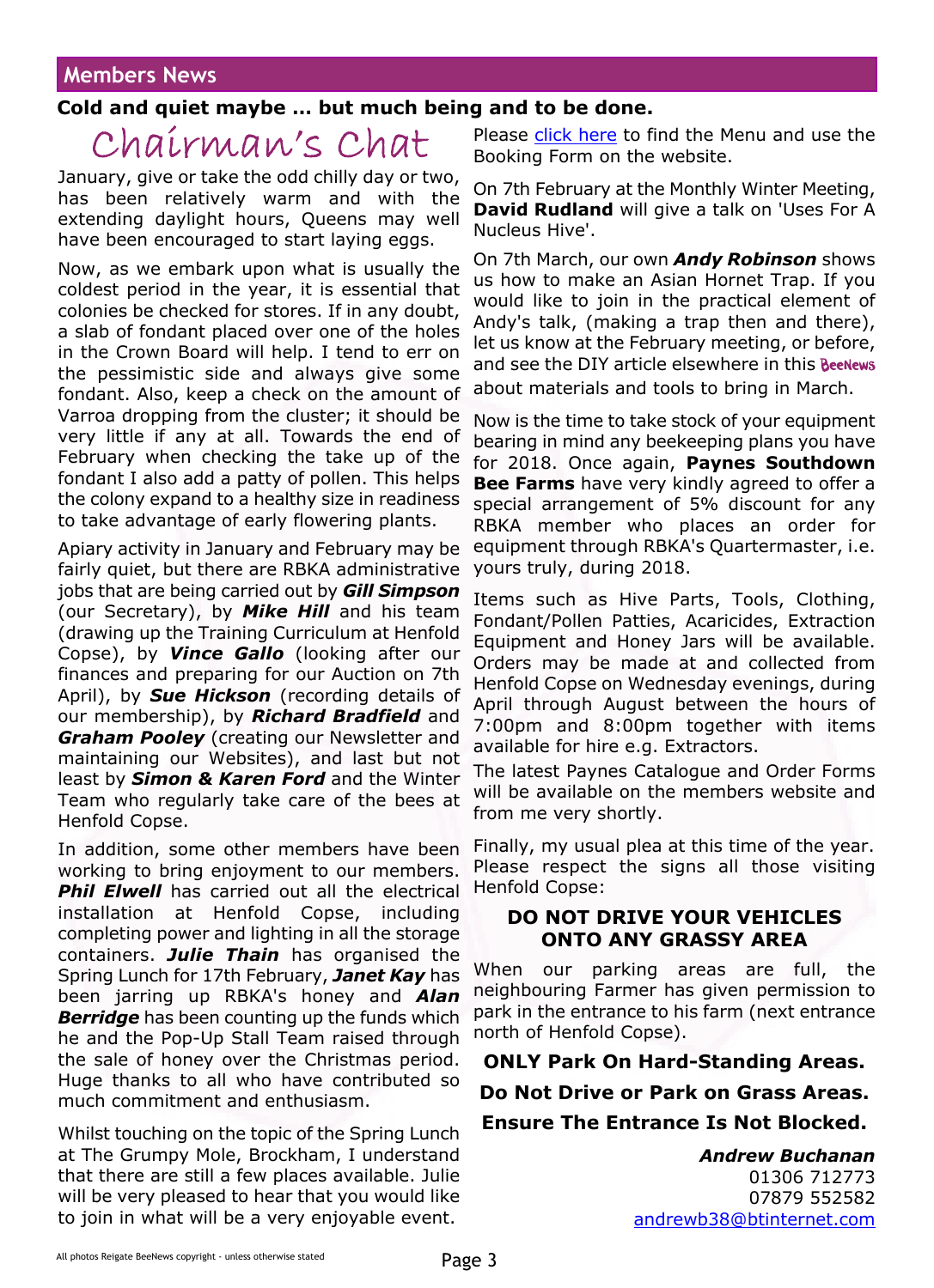## Members News

**Cold and quiet maybe … but much being and to be done.**

# Chairman's Chat

January, give or take the odd chilly day or two, has been relatively warm and with the extending daylight hours, Queens may well have been encouraged to start laying eggs.

Now, as we embark upon what is usually the coldest period in the year, it is essential that colonies be checked for stores. If in any doubt, a slab of fondant placed over one of the holes in the Crown Board will help. I tend to err on the pessimistic side and always give some fondant. Also, keep a check on the amount of Varroa dropping from the cluster; it should be very little if any at all. Towards the end of February when checking the take up of the fondant I also add a patty of pollen. This helps the colony expand to a healthy size in readiness to take advantage of early flowering plants.

Apiary activity in January and February may be fairly quiet, but there are RBKA administrative jobs that are being carried out by ***Gill Simpson*** (our Secretary), by ***Mike Hill*** and his team (drawing up the Training Curriculum at Henfold Copse), by ***Vince Gallo*** (looking after our finances and preparing for our Auction on 7th April), by ***Sue Hickson*** (recording details of our membership), by ***Richard Bradfield*** and ***Graham Pooley*** (creating our Newsletter and maintaining our Websites), and last but not least by ***Simon & Karen Ford*** and the Winter Team who regularly take care of the bees at Henfold Copse.

In addition, some other members have been working to bring enjoyment to our members. ***Phil Elwell*** has carried out all the electrical installation at Henfold Copse, including completing power and lighting in all the storage containers. ***Julie Thain*** has organised the Spring Lunch for 17th February, ***Janet Kay*** has been jarring up RBKA's honey and ***Alan Berridge*** has been counting up the funds which he and the Pop-Up Stall Team raised through the sale of honey over the Christmas period. Huge thanks to all who have contributed so much commitment and enthusiasm.

Whilst touching on the topic of the Spring Lunch at The Grumpy Mole, Brockham, I understand that there are still a few places available. Julie will be very pleased to hear that you would like to join in what will be a very enjoyable event.

Please click here to find the Menu and use the Booking Form on the website.

On 7th February at the Monthly Winter Meeting, **David Rudland** will give a talk on 'Uses For A Nucleus Hive'.

On 7th March, our own ***Andy Robinson*** shows us how to make an Asian Hornet Trap. If you would like to join in the practical element of Andy's talk, (making a trap then and there), let us know at the February meeting, or before, and see the DIY article elsewhere in this BeeNews about materials and tools to bring in March.

Now is the time to take stock of your equipment bearing in mind any beekeeping plans you have for 2018. Once again, **Paynes Southdown Bee Farms** have very kindly agreed to offer a special arrangement of 5% discount for any RBKA member who places an order for equipment through RBKA's Quartermaster, i.e. yours truly, during 2018.

Items such as Hive Parts, Tools, Clothing, Fondant/Pollen Patties, Acaricides, Extraction Equipment and Honey Jars will be available. Orders may be made at and collected from Henfold Copse on Wednesday evenings, during April through August between the hours of 7:00pm and 8:00pm together with items available for hire e.g. Extractors.

The latest Paynes Catalogue and Order Forms will be available on the members website and from me very shortly.

Finally, my usual plea at this time of the year. Please respect the signs all those visiting Henfold Copse:

**DO NOT DRIVE YOUR VEHICLES ONTO ANY GRASSY AREA**

When our parking areas are full, the neighbouring Farmer has given permission to park in the entrance to his farm (next entrance north of Henfold Copse).

**ONLY Park On Hard-Standing Areas.**

**Do Not Drive or Park on Grass Areas.**

**Ensure The Entrance Is Not Blocked.**

***Andrew Buchanan***
01306 712773
07879 552582
andrewb38@btinternet.com

All photos Reigate BeeNews copyright - unless otherwise stated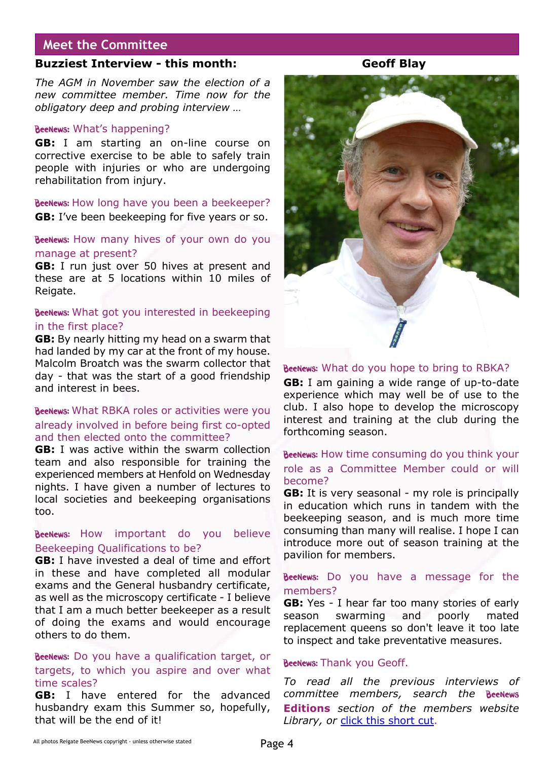## Meet the Committee

**Buzziest Interview - this month:** **Geoff Blay**

*The AGM in November saw the election of a new committee member. Time now for the obligatory deep and probing interview …*

BeeNews: What's happening?

**GB:** I am starting an on-line course on corrective exercise to be able to safely train people with injuries or who are undergoing rehabilitation from injury.

BeeNews: How long have you been a beekeeper?

**GB:** I've been beekeeping for five years or so.

BeeNews: How many hives of your own do you manage at present?

**GB:** I run just over 50 hives at present and these are at 5 locations within 10 miles of Reigate.

BeeNews: What got you interested in beekeeping in the first place?

**GB:** By nearly hitting my head on a swarm that had landed by my car at the front of my house. Malcolm Broatch was the swarm collector that day - that was the start of a good friendship and interest in bees.

BeeNews: What RBKA roles or activities were you already involved in before being first co-opted and then elected onto the committee?

**GB:** I was active within the swarm collection team and also responsible for training the experienced members at Henfold on Wednesday nights. I have given a number of lectures to local societies and beekeeping organisations too.

BeeNews: How important do you believe Beekeeping Qualifications to be?

**GB:** I have invested a deal of time and effort in these and have completed all modular exams and the General husbandry certificate, as well as the microscopy certificate - I believe that I am a much better beekeeper as a result of doing the exams and would encourage others to do them.

BeeNews: Do you have a qualification target, or targets, to which you aspire and over what time scales?

**GB:** I have entered for the advanced husbandry exam this Summer so, hopefully, that will be the end of it!

BeeNews: What do you hope to bring to RBKA?

**GB:** I am gaining a wide range of up-to-date experience which may well be of use to the club. I also hope to develop the microscopy interest and training at the club during the forthcoming season.

BeeNews: How time consuming do you think your role as a Committee Member could or will become?

**GB:** It is very seasonal - my role is principally in education which runs in tandem with the beekeeping season, and is much more time consuming than many will realise. I hope I can introduce more out of season training at the pavilion for members.

BeeNews: Do you have a message for the members?

**GB:** Yes - I hear far too many stories of early season swarming and poorly mated replacement queens so don't leave it too late to inspect and take preventative measures.

BeeNews: Thank you Geoff.

*To read all the previous interviews of committee members, search the BeeNews* ***Editions*** *section of the members website Library, or* [click this short cut](#).

All photos Reigate BeeNews copyright - unless otherwise stated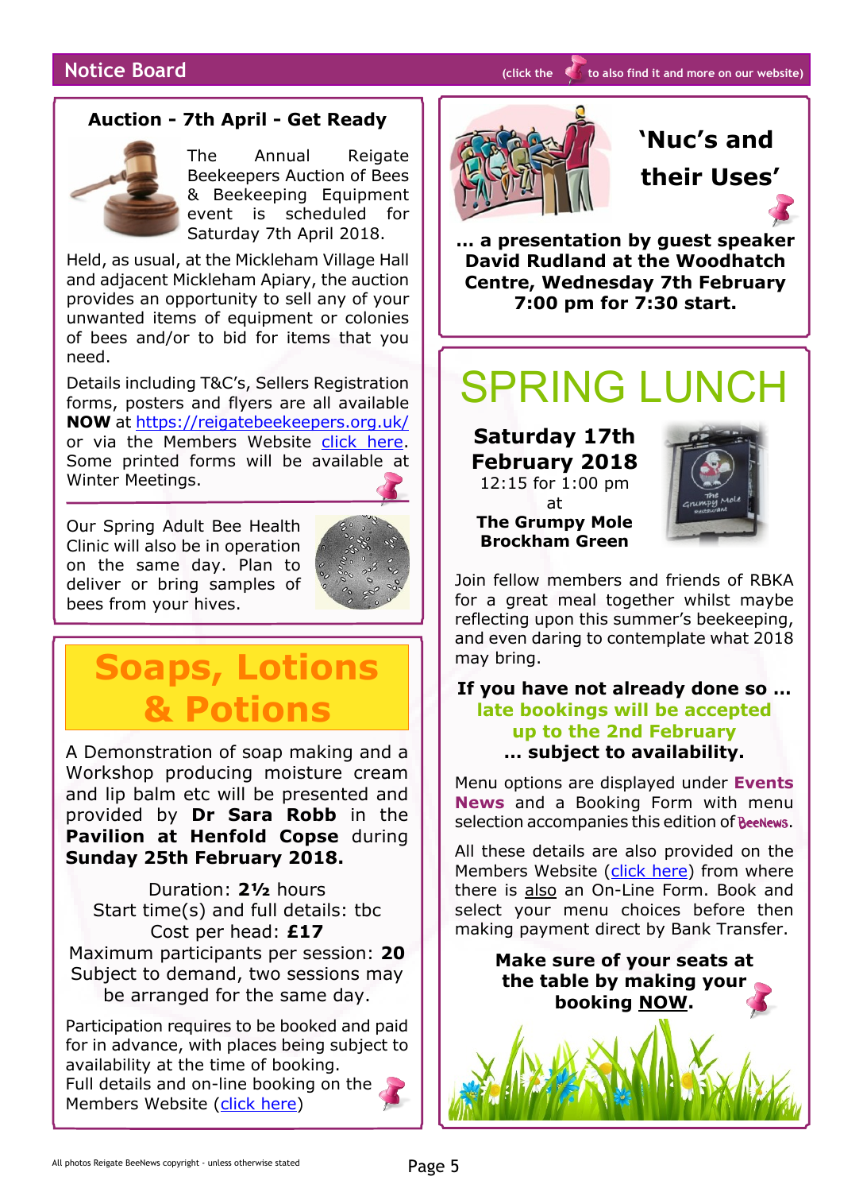## Notice Board

(click the pin to also find it and more on our website)

### Auction - 7th April - Get Ready

The Annual Reigate Beekeepers Auction of Bees & Beekeeping Equipment event is scheduled for Saturday 7th April 2018.

Held, as usual, at the Mickleham Village Hall and adjacent Mickleham Apiary, the auction provides an opportunity to sell any of your unwanted items of equipment or colonies of bees and/or to bid for items that you need.

Details including T&C's, Sellers Registration forms, posters and flyers are all available **NOW** at https://reigatebeekeepers.org.uk/ or via the Members Website click here. Some printed forms will be available at Winter Meetings.

Our Spring Adult Bee Health Clinic will also be in operation on the same day. Plan to deliver or bring samples of bees from your hives.

### Soaps, Lotions & Potions

A Demonstration of soap making and a Workshop producing moisture cream and lip balm etc will be presented and provided by **Dr Sara Robb** in the **Pavilion at Henfold Copse** during **Sunday 25th February 2018.**

Duration: 2½ hours
Start time(s) and full details: tbc
Cost per head: **£17**
Maximum participants per session: **20**
Subject to demand, two sessions may be arranged for the same day.

Participation requires to be booked and paid for in advance, with places being subject to availability at the time of booking.
Full details and on-line booking on the Members Website (click here)

### 'Nuc's and their Uses'

**... a presentation by guest speaker David Rudland at the Woodhatch Centre, Wednesday 7th February 7:00 pm for 7:30 start.**

## SPRING LUNCH

**Saturday 17th February 2018**
12:15 for 1:00 pm
at
**The Grumpy Mole**
**Brockham Green**

Join fellow members and friends of RBKA for a great meal together whilst maybe reflecting upon this summer's beekeeping, and even daring to contemplate what 2018 may bring.

**If you have not already done so ...**
**late bookings will be accepted up to the 2nd February**
**... subject to availability.**

Menu options are displayed under **Events News** and a Booking Form with menu selection accompanies this edition of BeeNews.

All these details are also provided on the Members Website (click here) from where there is also an On-Line Form. Book and select your menu choices before then making payment direct by Bank Transfer.

**Make sure of your seats at the table by making your booking NOW.**

All photos Reigate BeeNews copyright - unless otherwise stated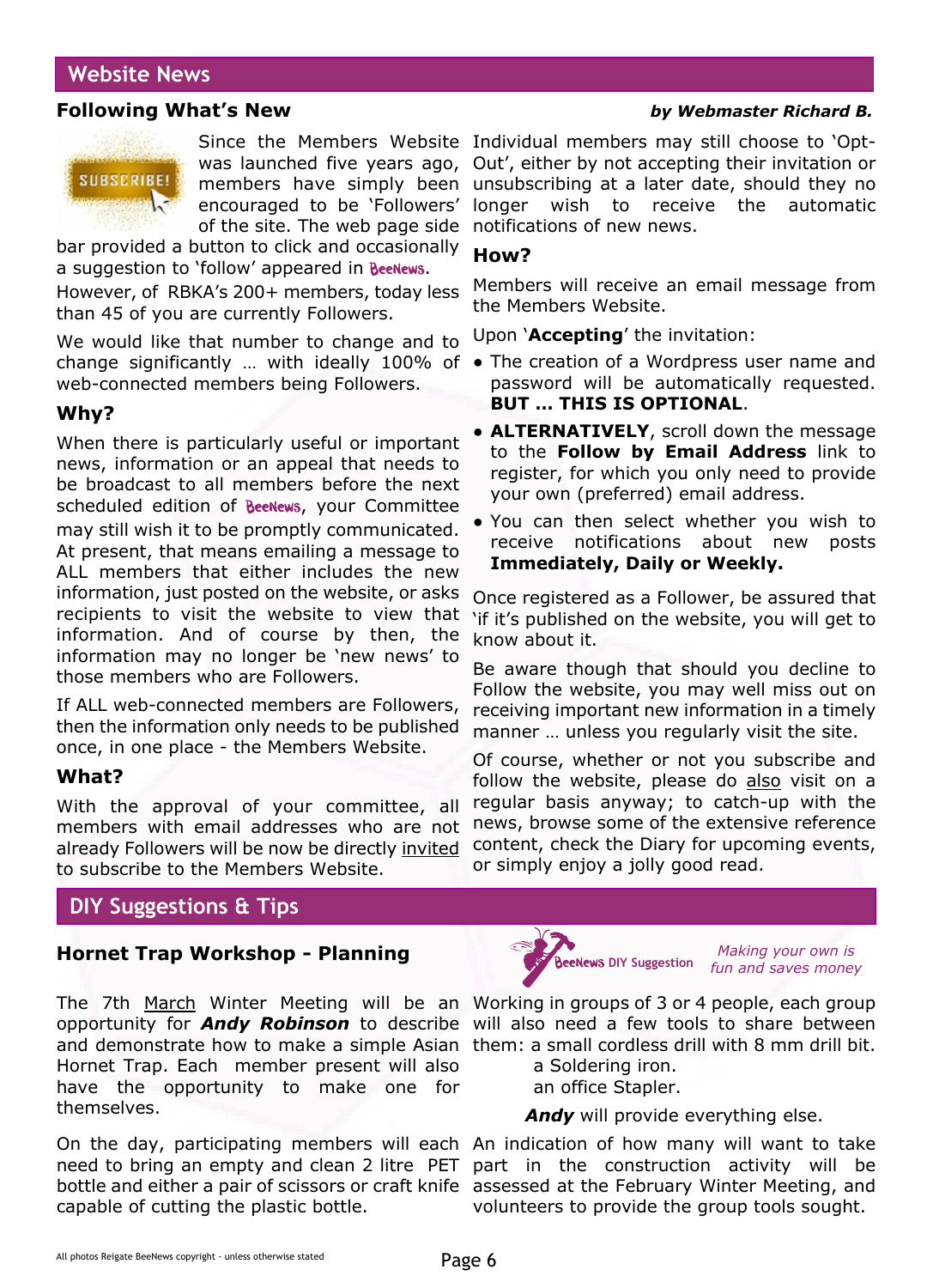## Website News

### Following What's New

***by Webmaster Richard B.***

Since the Members Website was launched five years ago, members have simply been encouraged to be 'Followers' of the site. The web page side bar provided a button to click and occasionally a suggestion to 'follow' appeared in BeeNews.

However, of RBKA's 200+ members, today less than 45 of you are currently Followers.

We would like that number to change and to change significantly … with ideally 100% of web-connected members being Followers.

### Why?

When there is particularly useful or important news, information or an appeal that needs to be broadcast to all members before the next scheduled edition of BeeNews, your Committee may still wish it to be promptly communicated. At present, that means emailing a message to ALL members that either includes the new information, just posted on the website, or asks recipients to visit the website to view that information. And of course by then, the information may no longer be 'new news' to those members who are Followers.

If ALL web-connected members are Followers, then the information only needs to be published once, in one place - the Members Website.

### What?

With the approval of your committee, all members with email addresses who are not already Followers will be now be directly invited to subscribe to the Members Website.

Individual members may still choose to 'Opt-Out', either by not accepting their invitation or unsubscribing at a later date, should they no longer wish to receive the automatic notifications of new news.

### How?

Members will receive an email message from the Members Website.

Upon '**Accepting**' the invitation:

- The creation of a Wordpress user name and password will be automatically requested. **BUT … THIS IS OPTIONAL**.
- **ALTERNATIVELY**, scroll down the message to the **Follow by Email Address** link to register, for which you only need to provide your own (preferred) email address.
- You can then select whether you wish to receive notifications about new posts **Immediately, Daily or Weekly.**

Once registered as a Follower, be assured that 'if it's published on the website, you will get to know about it.

Be aware though that should you decline to Follow the website, you may well miss out on receiving important new information in a timely manner … unless you regularly visit the site.

Of course, whether or not you subscribe and follow the website, please do also visit on a regular basis anyway; to catch-up with the news, browse some of the extensive reference content, check the Diary for upcoming events, or simply enjoy a jolly good read.

## DIY Suggestions & Tips

### Hornet Trap Workshop - Planning

BeeNews DIY Suggestion — *Making your own is fun and saves money*

The 7th March Winter Meeting will be an opportunity for ***Andy Robinson*** to describe and demonstrate how to make a simple Asian Hornet Trap. Each member present will also have the opportunity to make one for themselves.

On the day, participating members will each need to bring an empty and clean 2 litre PET bottle and either a pair of scissors or craft knife capable of cutting the plastic bottle.

Working in groups of 3 or 4 people, each group will also need a few tools to share between them: a small cordless drill with 8 mm drill bit.
a Soldering iron.
an office Stapler.

***Andy*** will provide everything else.

An indication of how many will want to take part in the construction activity will be assessed at the February Winter Meeting, and volunteers to provide the group tools sought.

All photos Reigate BeeNews copyright - unless otherwise stated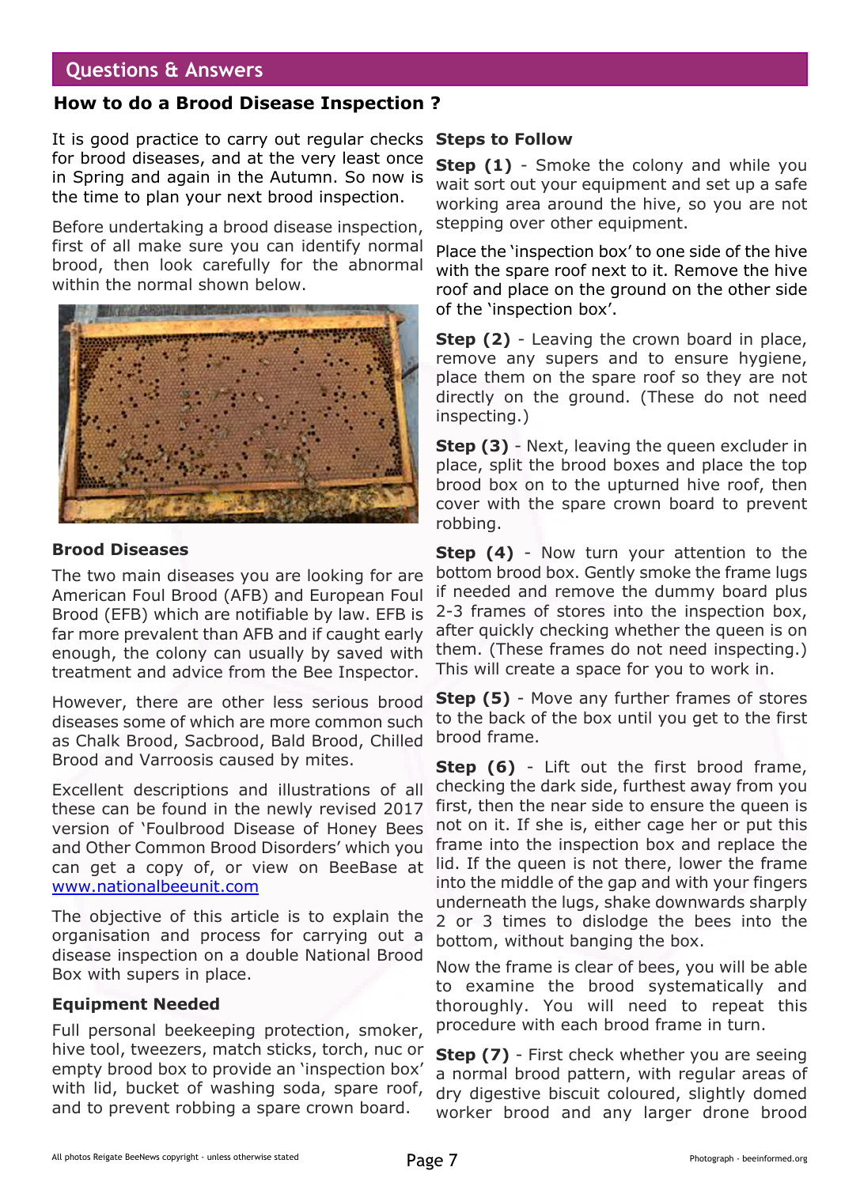## Questions & Answers

### How to do a Brood Disease Inspection ?

It is good practice to carry out regular checks for brood diseases, and at the very least once in Spring and again in the Autumn. So now is the time to plan your next brood inspection.

Before undertaking a brood disease inspection, first of all make sure you can identify normal brood, then look carefully for the abnormal within the normal shown below.

**Brood Diseases**

The two main diseases you are looking for are American Foul Brood (AFB) and European Foul Brood (EFB) which are notifiable by law. EFB is far more prevalent than AFB and if caught early enough, the colony can usually by saved with treatment and advice from the Bee Inspector.

However, there are other less serious brood diseases some of which are more common such as Chalk Brood, Sacbrood, Bald Brood, Chilled Brood and Varroosis caused by mites.

Excellent descriptions and illustrations of all these can be found in the newly revised 2017 version of 'Foulbrood Disease of Honey Bees and Other Common Brood Disorders' which you can get a copy of, or view on BeeBase at www.nationalbeeunit.com

The objective of this article is to explain the organisation and process for carrying out a disease inspection on a double National Brood Box with supers in place.

**Equipment Needed**

Full personal beekeeping protection, smoker, hive tool, tweezers, match sticks, torch, nuc or empty brood box to provide an 'inspection box' with lid, bucket of washing soda, spare roof, and to prevent robbing a spare crown board.

**Steps to Follow**

**Step (1)** - Smoke the colony and while you wait sort out your equipment and set up a safe working area around the hive, so you are not stepping over other equipment.

Place the 'inspection box' to one side of the hive with the spare roof next to it. Remove the hive roof and place on the ground on the other side of the 'inspection box'.

**Step (2)** - Leaving the crown board in place, remove any supers and to ensure hygiene, place them on the spare roof so they are not directly on the ground. (These do not need inspecting.)

**Step (3)** - Next, leaving the queen excluder in place, split the brood boxes and place the top brood box on to the upturned hive roof, then cover with the spare crown board to prevent robbing.

**Step (4)** - Now turn your attention to the bottom brood box. Gently smoke the frame lugs if needed and remove the dummy board plus 2-3 frames of stores into the inspection box, after quickly checking whether the queen is on them. (These frames do not need inspecting.) This will create a space for you to work in.

**Step (5)** - Move any further frames of stores to the back of the box until you get to the first brood frame.

**Step (6)** - Lift out the first brood frame, checking the dark side, furthest away from you first, then the near side to ensure the queen is not on it. If she is, either cage her or put this frame into the inspection box and replace the lid. If the queen is not there, lower the frame into the middle of the gap and with your fingers underneath the lugs, shake downwards sharply 2 or 3 times to dislodge the bees into the bottom, without banging the box.

Now the frame is clear of bees, you will be able to examine the brood systematically and thoroughly. You will need to repeat this procedure with each brood frame in turn.

**Step (7)** - First check whether you are seeing a normal brood pattern, with regular areas of dry digestive biscuit coloured, slightly domed worker brood and any larger drone brood

All photos Reigate BeeNews copyright - unless otherwise stated

Photograph - beeinformed.org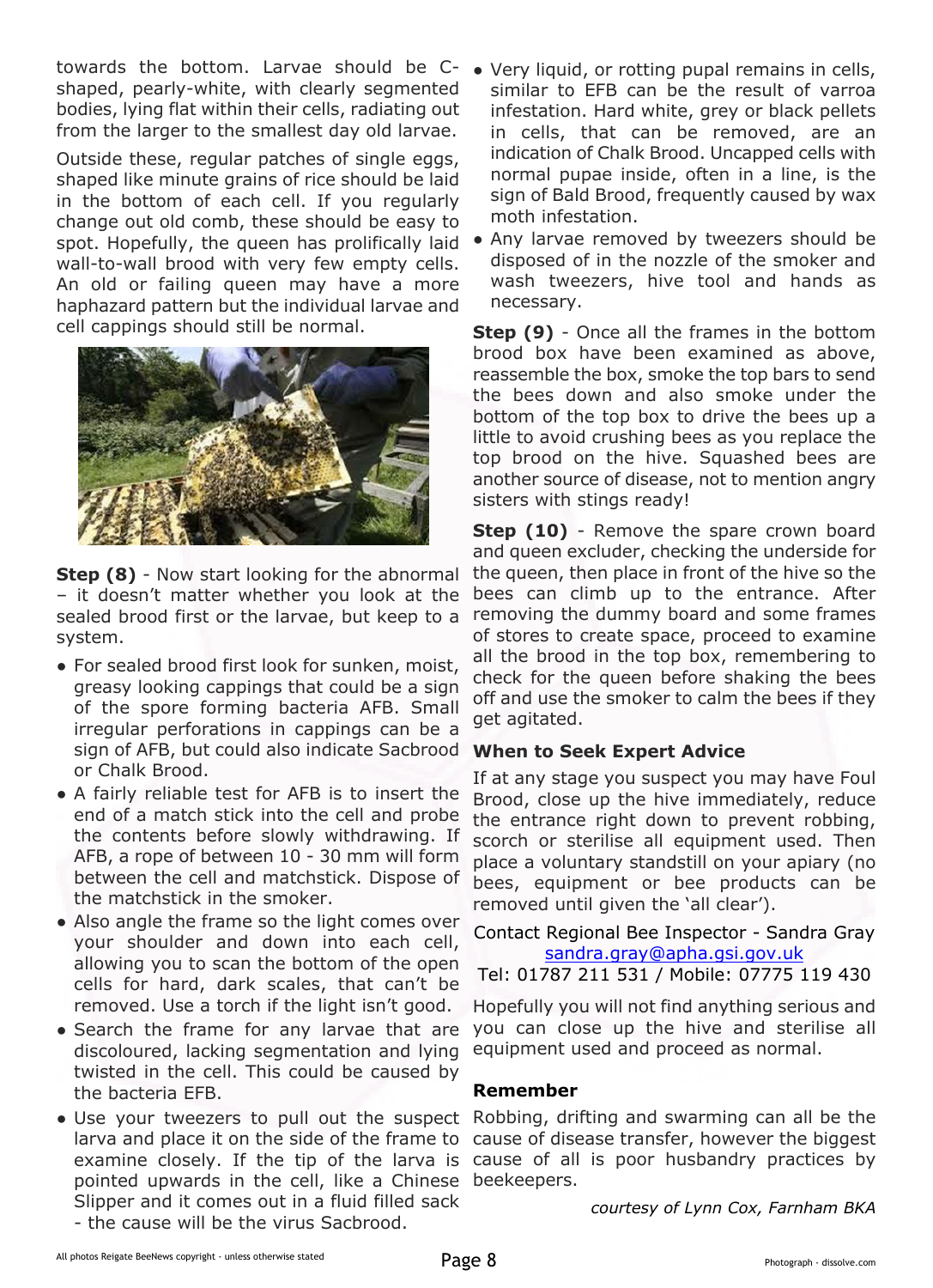towards the bottom. Larvae should be C-shaped, pearly-white, with clearly segmented bodies, lying flat within their cells, radiating out from the larger to the smallest day old larvae.

Outside these, regular patches of single eggs, shaped like minute grains of rice should be laid in the bottom of each cell. If you regularly change out old comb, these should be easy to spot. Hopefully, the queen has prolifically laid wall-to-wall brood with very few empty cells. An old or failing queen may have a more haphazard pattern but the individual larvae and cell cappings should still be normal.

**Step (8)** - Now start looking for the abnormal – it doesn't matter whether you look at the sealed brood first or the larvae, but keep to a system.

- For sealed brood first look for sunken, moist, greasy looking cappings that could be a sign of the spore forming bacteria AFB. Small irregular perforations in cappings can be a sign of AFB, but could also indicate Sacbrood or Chalk Brood.
- A fairly reliable test for AFB is to insert the end of a match stick into the cell and probe the contents before slowly withdrawing. If AFB, a rope of between 10 - 30 mm will form between the cell and matchstick. Dispose of the matchstick in the smoker.
- Also angle the frame so the light comes over your shoulder and down into each cell, allowing you to scan the bottom of the open cells for hard, dark scales, that can't be removed. Use a torch if the light isn't good.
- Search the frame for any larvae that are discoloured, lacking segmentation and lying twisted in the cell. This could be caused by the bacteria EFB.
- Use your tweezers to pull out the suspect larva and place it on the side of the frame to examine closely. If the tip of the larva is pointed upwards in the cell, like a Chinese Slipper and it comes out in a fluid filled sack - the cause will be the virus Sacbrood.
- Very liquid, or rotting pupal remains in cells, similar to EFB can be the result of varroa infestation. Hard white, grey or black pellets in cells, that can be removed, are an indication of Chalk Brood. Uncapped cells with normal pupae inside, often in a line, is the sign of Bald Brood, frequently caused by wax moth infestation.
- Any larvae removed by tweezers should be disposed of in the nozzle of the smoker and wash tweezers, hive tool and hands as necessary.

**Step (9)** - Once all the frames in the bottom brood box have been examined as above, reassemble the box, smoke the top bars to send the bees down and also smoke under the bottom of the top box to drive the bees up a little to avoid crushing bees as you replace the top brood on the hive. Squashed bees are another source of disease, not to mention angry sisters with stings ready!

**Step (10)** - Remove the spare crown board and queen excluder, checking the underside for the queen, then place in front of the hive so the bees can climb up to the entrance. After removing the dummy board and some frames of stores to create space, proceed to examine all the brood in the top box, remembering to check for the queen before shaking the bees off and use the smoker to calm the bees if they get agitated.

### When to Seek Expert Advice

If at any stage you suspect you may have Foul Brood, close up the hive immediately, reduce the entrance right down to prevent robbing, scorch or sterilise all equipment used. Then place a voluntary standstill on your apiary (no bees, equipment or bee products can be removed until given the 'all clear').

Contact Regional Bee Inspector - Sandra Gray
sandra.gray@apha.gsi.gov.uk
Tel: 01787 211 531 / Mobile: 07775 119 430

Hopefully you will not find anything serious and you can close up the hive and sterilise all equipment used and proceed as normal.

### Remember

Robbing, drifting and swarming can all be the cause of disease transfer, however the biggest cause of all is poor husbandry practices by beekeepers.

*courtesy of Lynn Cox, Farnham BKA*

All photos Reigate BeeNews copyright - unless otherwise stated

Photograph - dissolve.com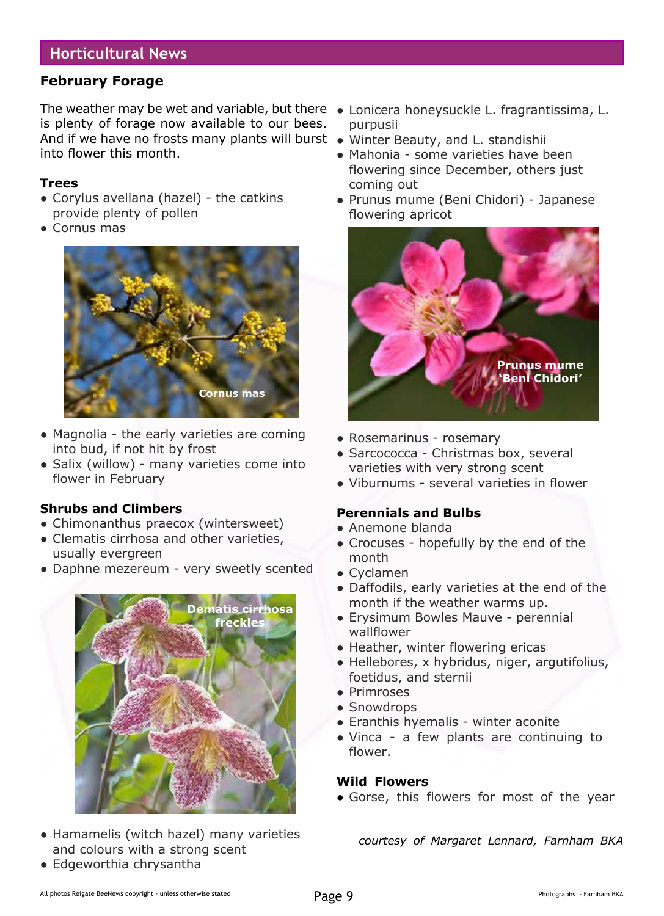## Horticultural News

### February Forage

The weather may be wet and variable, but there is plenty of forage now available to our bees. And if we have no frosts many plants will burst into flower this month.

**Trees**

- Corylus avellana (hazel) - the catkins provide plenty of pollen
- Cornus mas

Cornus mas

- Magnolia - the early varieties are coming into bud, if not hit by frost
- Salix (willow) - many varieties come into flower in February

**Shrubs and Climbers**

- Chimonanthus praecox (wintersweet)
- Clematis cirrhosa and other varieties, usually evergreen
- Daphne mezereum - very sweetly scented

Dematis cirrhosa freckles

- Hamamelis (witch hazel) many varieties and colours with a strong scent
- Edgeworthia chrysantha
- Lonicera honeysuckle L. fragrantissima, L. purpusii
- Winter Beauty, and L. standishii
- Mahonia - some varieties have been flowering since December, others just coming out
- Prunus mume (Beni Chidori) - Japanese flowering apricot

Prunus mume 'Beni Chidori'

- Rosemarinus - rosemary
- Sarcococca - Christmas box, several varieties with very strong scent
- Viburnums - several varieties in flower

**Perennials and Bulbs**

- Anemone blanda
- Crocuses - hopefully by the end of the month
- Cyclamen
- Daffodils, early varieties at the end of the month if the weather warms up.
- Erysimum Bowles Mauve - perennial wallflower
- Heather, winter flowering ericas
- Hellebores, x hybridus, niger, argutifolius, foetidus, and sternii
- Primroses
- Snowdrops
- Eranthis hyemalis - winter aconite
- Vinca - a few plants are continuing to flower.

**Wild Flowers**

- Gorse, this flowers for most of the year

*courtesy of Margaret Lennard, Farnham BKA*

All photos Reigate BeeNews copyright - unless otherwise stated

Photographs - Farnham BKA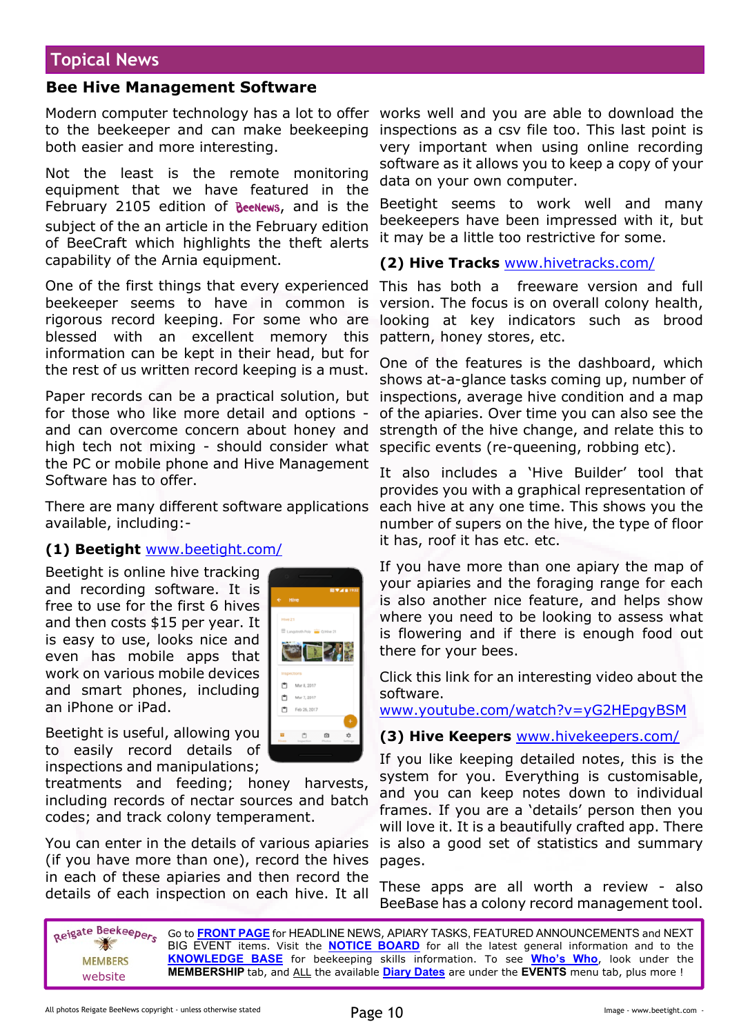## Topical News

### Bee Hive Management Software

Modern computer technology has a lot to offer to the beekeeper and can make beekeeping both easier and more interesting.

Not the least is the remote monitoring equipment that we have featured in the February 2105 edition of BeeNews, and is the subject of the an article in the February edition of BeeCraft which highlights the theft alerts capability of the Arnia equipment.

One of the first things that every experienced beekeeper seems to have in common is rigorous record keeping. For some who are blessed with an excellent memory this information can be kept in their head, but for the rest of us written record keeping is a must.

Paper records can be a practical solution, but for those who like more detail and options - and can overcome concern about honey and high tech not mixing - should consider what the PC or mobile phone and Hive Management Software has to offer.

There are many different software applications available, including:-

**(1) Beetight** www.beetight.com/

Beetight is online hive tracking and recording software. It is free to use for the first 6 hives and then costs $15 per year. It is easy to use, looks nice and even has mobile apps that work on various mobile devices and smart phones, including an iPhone or iPad.

Beetight is useful, allowing you to easily record details of inspections and manipulations; treatments and feeding; honey harvests, including records of nectar sources and batch codes; and track colony temperament.

You can enter in the details of various apiaries (if you have more than one), record the hives in each of these apiaries and then record the details of each inspection on each hive. It all works well and you are able to download the inspections as a csv file too. This last point is very important when using online recording software as it allows you to keep a copy of your data on your own computer.

Beetight seems to work well and many beekeepers have been impressed with it, but it may be a little too restrictive for some.

**(2) Hive Tracks** www.hivetracks.com/

This has both a freeware version and full version. The focus is on overall colony health, looking at key indicators such as brood pattern, honey stores, etc.

One of the features is the dashboard, which shows at-a-glance tasks coming up, number of inspections, average hive condition and a map of the apiaries. Over time you can also see the strength of the hive change, and relate this to specific events (re-queening, robbing etc).

It also includes a 'Hive Builder' tool that provides you with a graphical representation of each hive at any one time. This shows you the number of supers on the hive, the type of floor it has, roof it has etc. etc.

If you have more than one apiary the map of your apiaries and the foraging range for each is also another nice feature, and helps show where you need to be looking to assess what is flowering and if there is enough food out there for your bees.

Click this link for an interesting video about the software.
www.youtube.com/watch?v=yG2HEpgyBSM

**(3) Hive Keepers** www.hivekeepers.com/

If you like keeping detailed notes, this is the system for you. Everything is customisable, and you can keep notes down to individual frames. If you are a 'details' person then you will love it. It is a beautifully crafted app. There is also a good set of statistics and summary pages.

These apps are all worth a review - also BeeBase has a colony record management tool.

Reigate Beekeepers MEMBERS website

Go to **FRONT PAGE** for HEADLINE NEWS, APIARY TASKS, FEATURED ANNOUNCEMENTS and NEXT BIG EVENT items. Visit the **NOTICE BOARD** for all the latest general information and to the **KNOWLEDGE BASE** for beekeeping skills information. To see **Who's Who**, look under the **MEMBERSHIP** tab, and ALL the available **Diary Dates** are under the **EVENTS** menu tab, plus more !

All photos Reigate BeeNews copyright - unless otherwise stated

Image - www.beetight.com